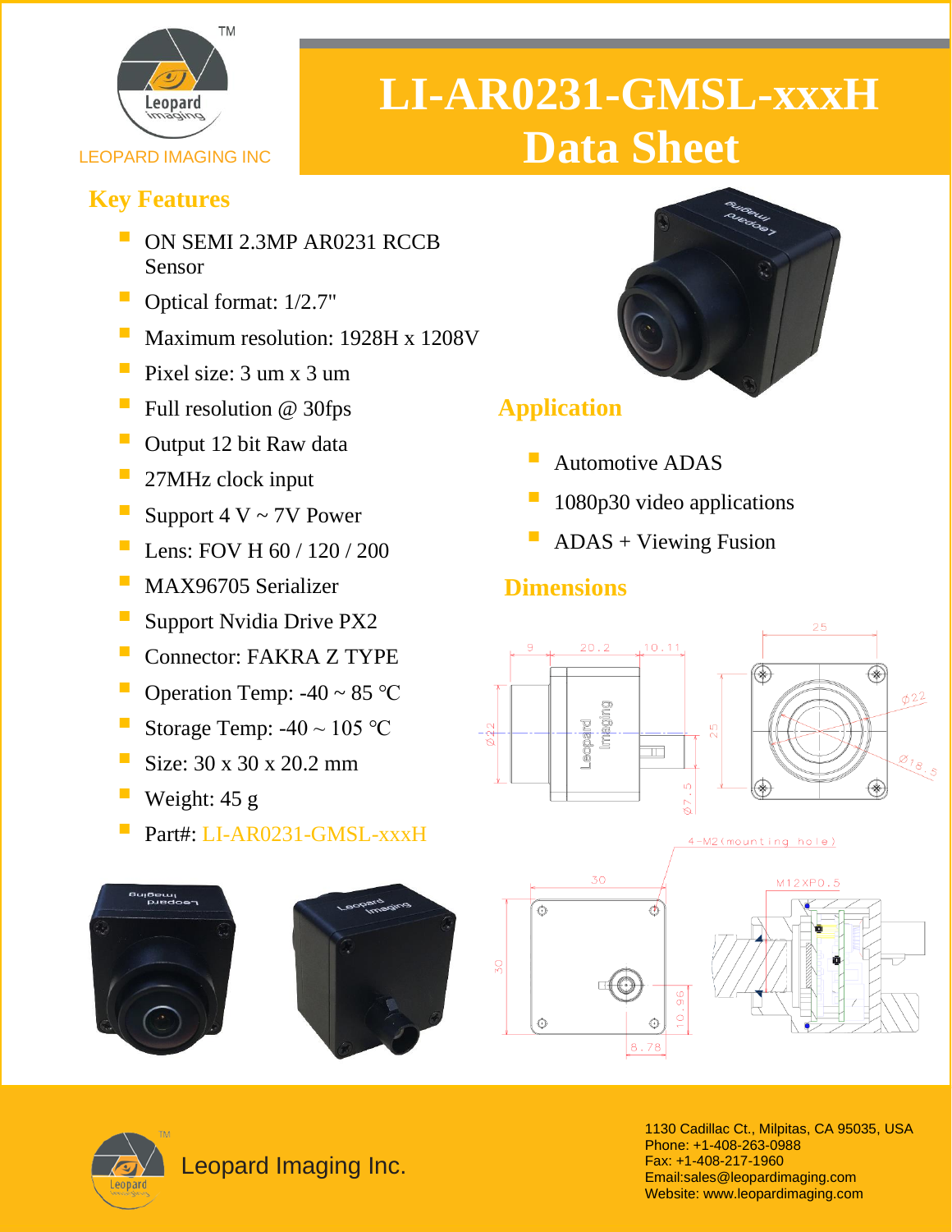LEOPARD IMAGING INC

# LI-AR0231-GMSL-xxxH Data Sheet

## Key Features

- ON SEMI 2.3MP AR0231 RCCB Sensor
- Optical format: 1/2.7"
- Maximum resolution: 1928H x 1208V
- Pixel size: 3 um x 3 um
- Full resolution @ 30fps
- Output 12 bit Raw data
- 27MHz clock input
- Support 4 V ~ 7V Power
- Lens: FOV H 60 / 120 / 200
- MAX96705 Serializer
- Support Nvidia Drive PX2
- Connector: FAKRA Z TYPE
- Operation Temp: -40 ~ 85 ℃
- Storage Temp: -40 ~ 105 ℃
- Size: 30 x 30 x 20.2 mm
- Weight: 45 g
- Part#: LI-AR0231-GMSL-xxxH

## Application

- Automotive ADAS
- 1080p30 video applications
- ADAS + Viewing Fusion

## Dimensions

Leopard Imaging Inc.

1130 Cadillac Ct., Milpitas, CA 95035, USA
Phone: +1-408-263-0988
Fax: +1-408-217-1960
Email:sales@leopardimaging.com
Website: www.leopardimaging.com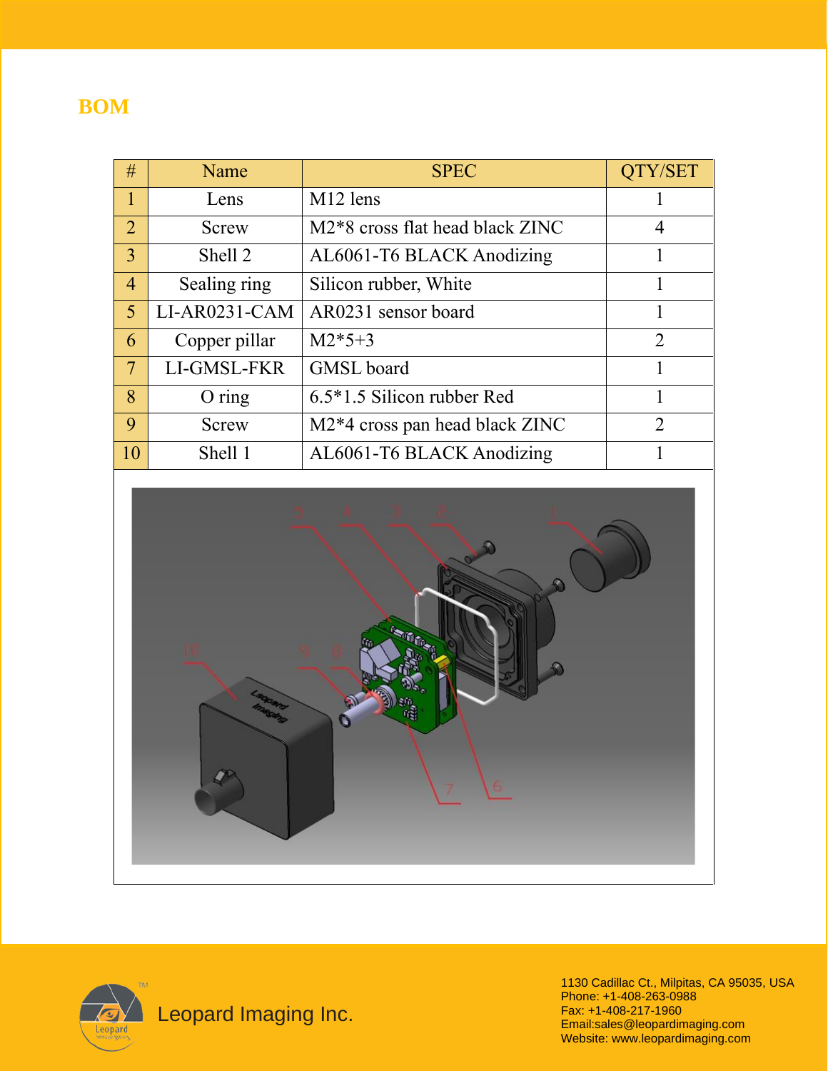## BOM

| # | Name | SPEC | QTY/SET |
|---|---|---|---|
| 1 | Lens | M12 lens | 1 |
| 2 | Screw | M2*8 cross flat head black ZINC | 4 |
| 3 | Shell 2 | AL6061-T6 BLACK Anodizing | 1 |
| 4 | Sealing ring | Silicon rubber, White | 1 |
| 5 | LI-AR0231-CAM | AR0231 sensor board | 1 |
| 6 | Copper pillar | M2*5+3 | 2 |
| 7 | LI-GMSL-FKR | GMSL board | 1 |
| 8 | O ring | 6.5*1.5 Silicon rubber Red | 1 |
| 9 | Screw | M2*4 cross pan head black ZINC | 2 |
| 10 | Shell 1 | AL6061-T6 BLACK Anodizing | 1 |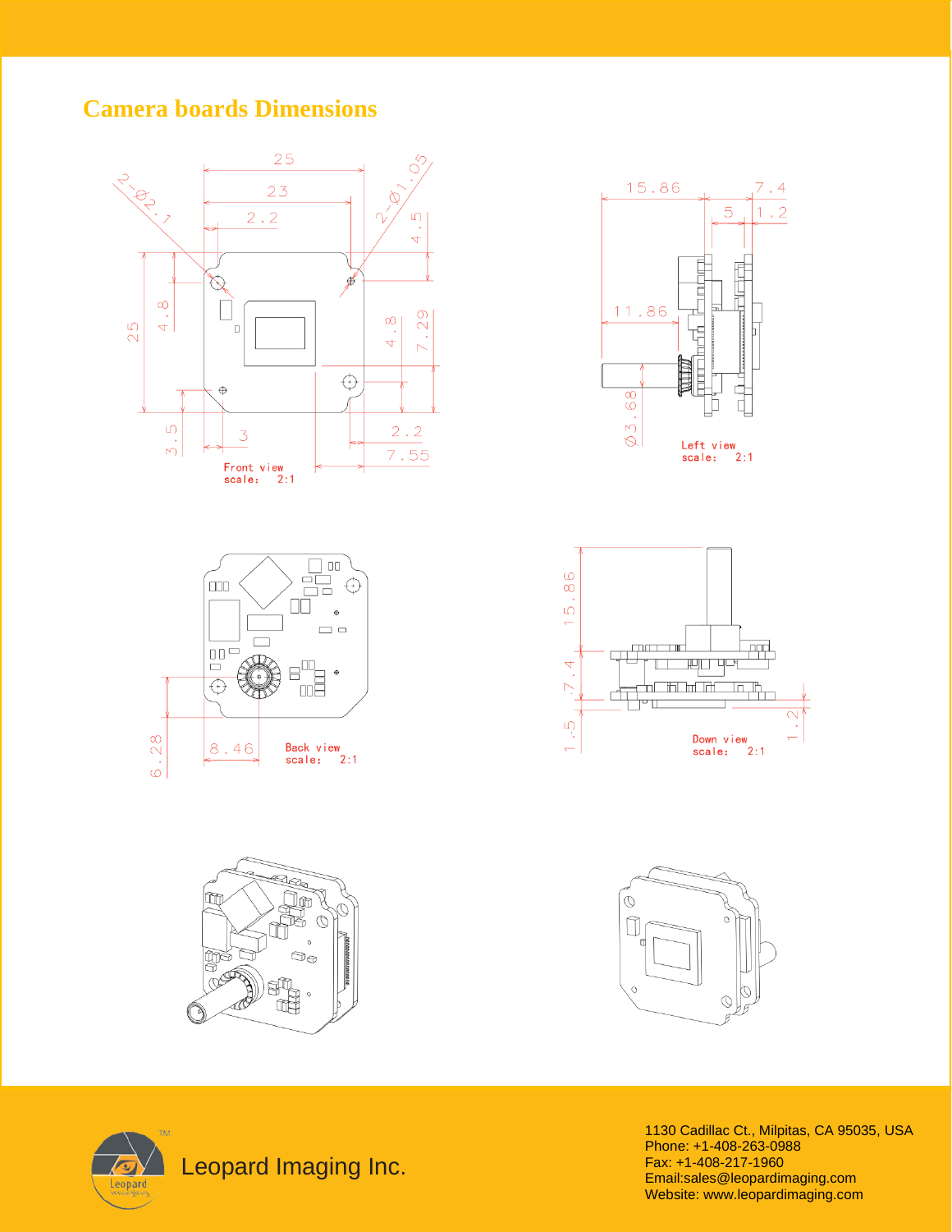## Camera boards Dimensions

Front view
scale: 2:1

Left view
scale: 2:1

Back view
scale: 2:1

Down view
scale: 2:1

Leopard Imaging Inc.

1130 Cadillac Ct., Milpitas, CA 95035, USA
Phone: +1-408-263-0988
Fax: +1-408-217-1960
Email:sales@leopardimaging.com
Website: www.leopardimaging.com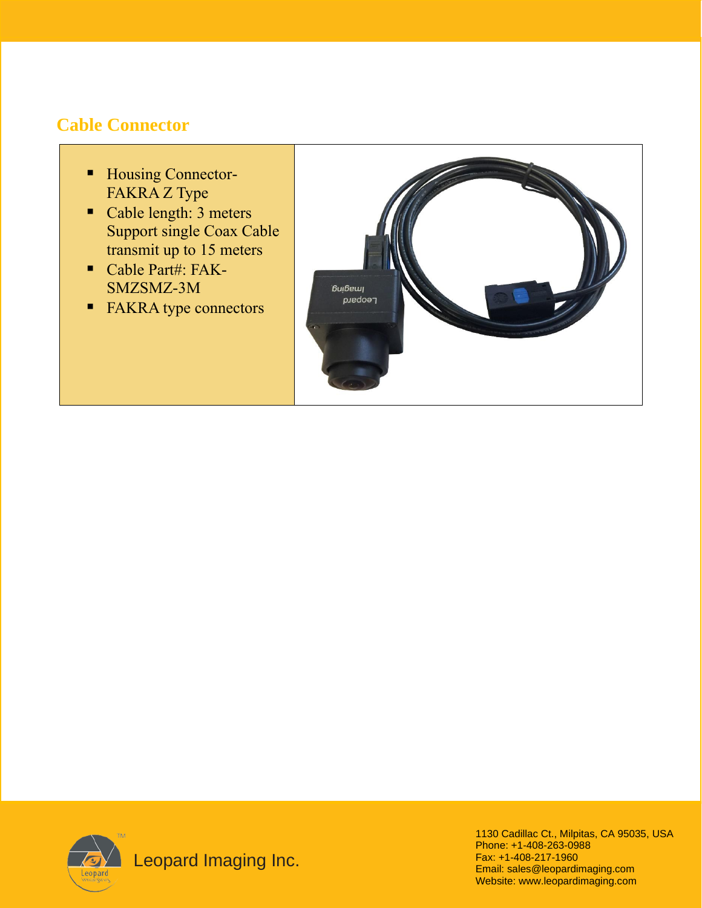## Cable Connector

- Housing Connector-FAKRA Z Type
- Cable length: 3 meters Support single Coax Cable transmit up to 15 meters
- Cable Part#: FAK-SMZSMZ-3M
- FAKRA type connectors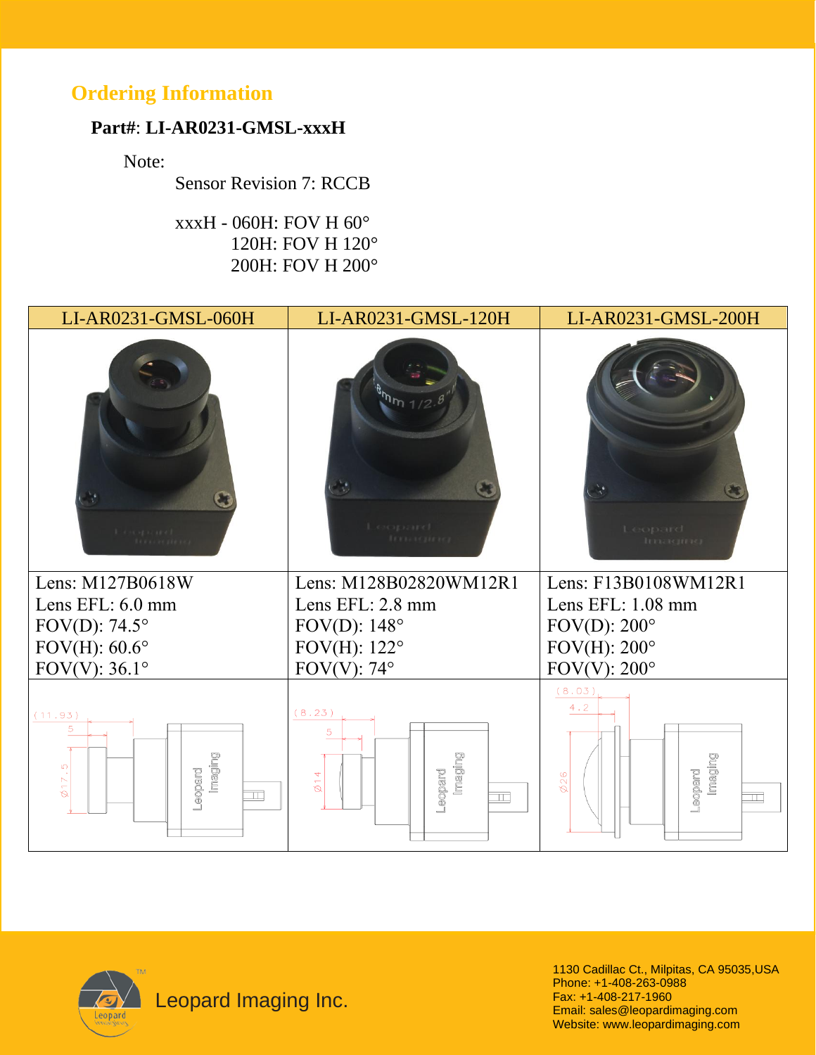## Ordering Information

**Part#**: **LI-AR0231-GMSL-xxxH**

Note:

Sensor Revision 7: RCCB

xxxH - 060H: FOV H 60°
120H: FOV H 120°
200H: FOV H 200°

| LI-AR0231-GMSL-060H | LI-AR0231-GMSL-120H | LI-AR0231-GMSL-200H |
|---|---|---|
| | | |
| Lens: M127B0618W<br>Lens EFL: 6.0 mm<br>FOV(D): 74.5°<br>FOV(H): 60.6°<br>FOV(V): 36.1° | Lens: M128B02820WM12R1<br>Lens EFL: 2.8 mm<br>FOV(D): 148°<br>FOV(H): 122°<br>FOV(V): 74° | Lens: F13B0108WM12R1<br>Lens EFL: 1.08 mm<br>FOV(D): 200°<br>FOV(H): 200°<br>FOV(V): 200° |
| (11.93)<br>5<br>Ø17.5 | (8.23)<br>5<br>Ø14 | (8.03)<br>4.2<br>Ø26 |

Leopard Imaging Inc.

1130 Cadillac Ct., Milpitas, CA 95035,USA
Phone: +1-408-263-0988
Fax: +1-408-217-1960
Email: sales@leopardimaging.com
Website: www.leopardimaging.com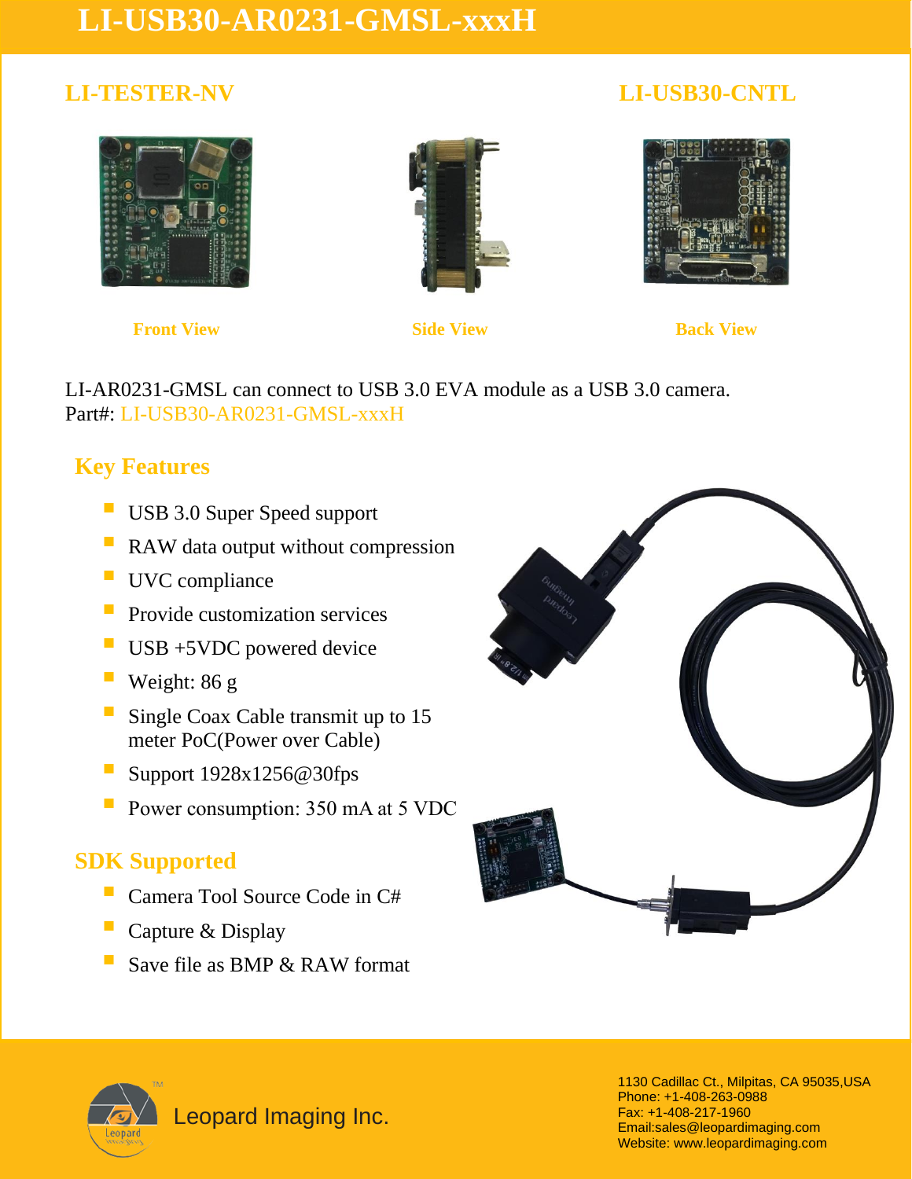# LI-USB30-AR0231-GMSL-xxxH

**LI-TESTER-NV** **LI-USB30-CNTL**

Front View Side View Back View

LI-AR0231-GMSL can connect to USB 3.0 EVA module as a USB 3.0 camera.
Part#: LI-USB30-AR0231-GMSL-xxxH

## Key Features

- USB 3.0 Super Speed support
- RAW data output without compression
- UVC compliance
- Provide customization services
- USB +5VDC powered device
- Weight: 86 g
- Single Coax Cable transmit up to 15 meter PoC(Power over Cable)
- Support 1928x1256@30fps
- Power consumption: 350 mA at 5 VDC

## SDK Supported

- Camera Tool Source Code in C#
- Capture & Display
- Save file as BMP & RAW format

Leopard Imaging Inc.

1130 Cadillac Ct., Milpitas, CA 95035,USA
Phone: +1-408-263-0988
Fax: +1-408-217-1960
Email:sales@leopardimaging.com
Website: www.leopardimaging.com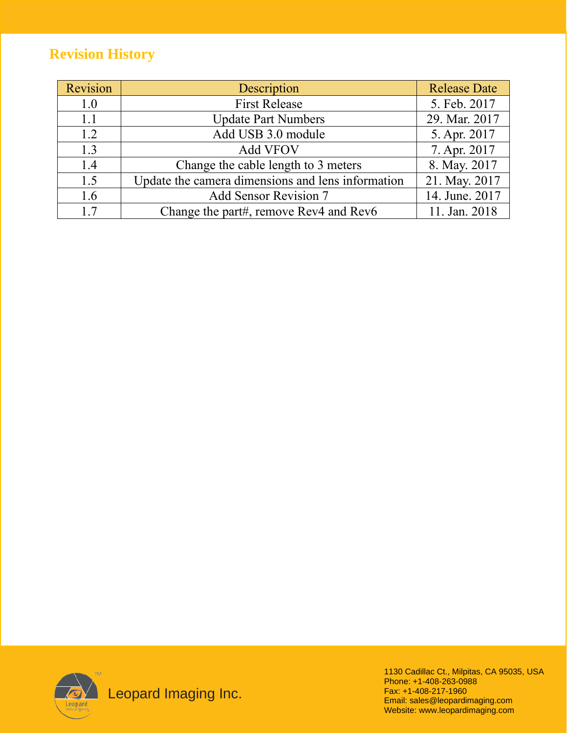## Revision History

| Revision | Description | Release Date |
|---|---|---|
| 1.0 | First Release | 5. Feb. 2017 |
| 1.1 | Update Part Numbers | 29. Mar. 2017 |
| 1.2 | Add USB 3.0 module | 5. Apr. 2017 |
| 1.3 | Add VFOV | 7. Apr. 2017 |
| 1.4 | Change the cable length to 3 meters | 8. May. 2017 |
| 1.5 | Update the camera dimensions and lens information | 21. May. 2017 |
| 1.6 | Add Sensor Revision 7 | 14. June. 2017 |
| 1.7 | Change the part#, remove Rev4 and Rev6 | 11. Jan. 2018 |